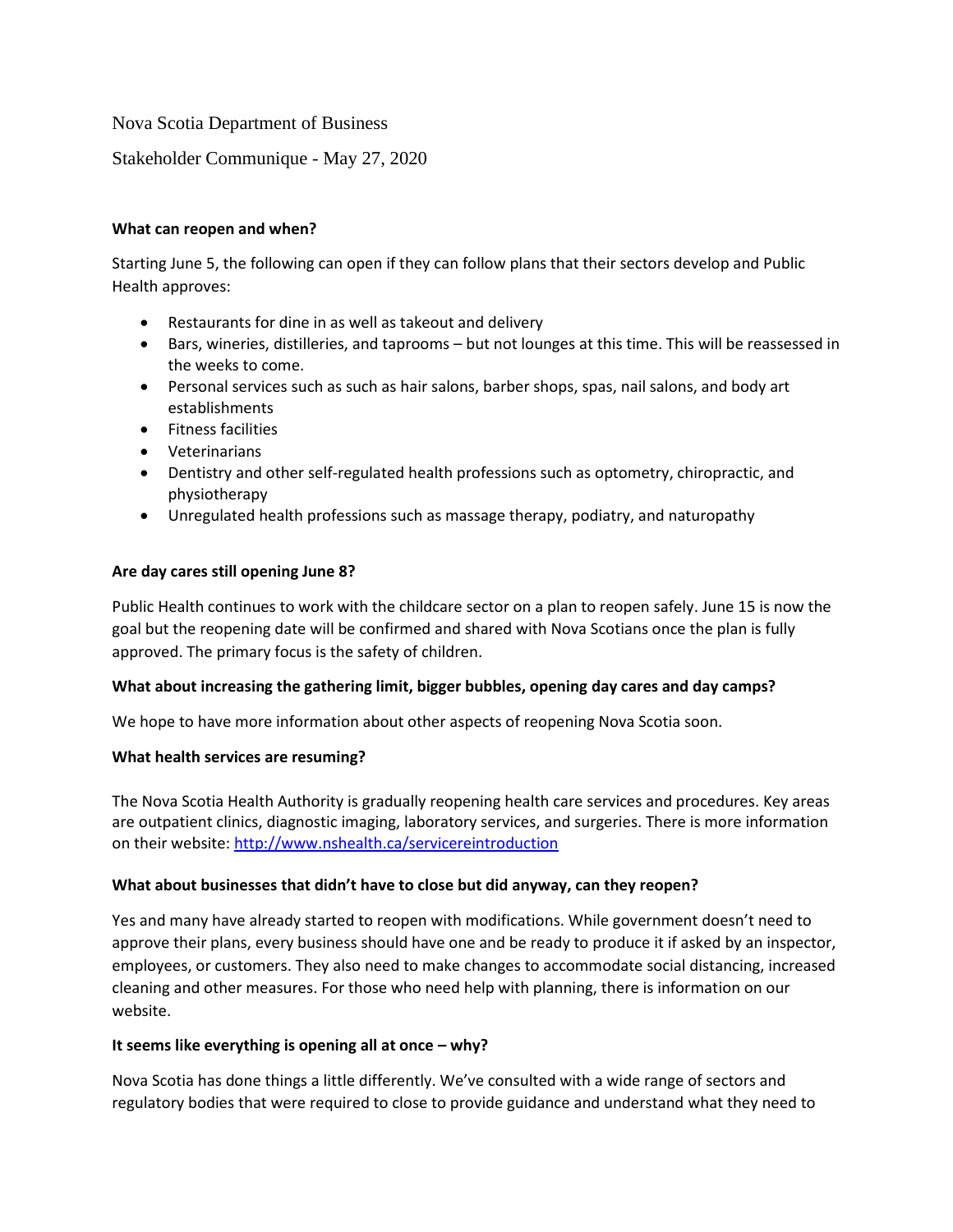Nova Scotia Department of Business

Stakeholder Communique - May 27, 2020

**What can reopen and when?**

Starting June 5, the following can open if they can follow plans that their sectors develop and Public Health approves:

- Restaurants for dine in as well as takeout and delivery
- Bars, wineries, distilleries, and taprooms – but not lounges at this time. This will be reassessed in the weeks to come.
- Personal services such as such as hair salons, barber shops, spas, nail salons, and body art establishments
- Fitness facilities
- Veterinarians
- Dentistry and other self-regulated health professions such as optometry, chiropractic, and physiotherapy
- Unregulated health professions such as massage therapy, podiatry, and naturopathy

**Are day cares still opening June 8?**

Public Health continues to work with the childcare sector on a plan to reopen safely. June 15 is now the goal but the reopening date will be confirmed and shared with Nova Scotians once the plan is fully approved. The primary focus is the safety of children.

**What about increasing the gathering limit, bigger bubbles, opening day cares and day camps?**

We hope to have more information about other aspects of reopening Nova Scotia soon.

**What health services are resuming?**

The Nova Scotia Health Authority is gradually reopening health care services and procedures. Key areas are outpatient clinics, diagnostic imaging, laboratory services, and surgeries. There is more information on their website: [http://www.nshealth.ca/servicereintroduction](http://www.nshealth.ca/servicereintroduction)

**What about businesses that didn't have to close but did anyway, can they reopen?**

Yes and many have already started to reopen with modifications. While government doesn't need to approve their plans, every business should have one and be ready to produce it if asked by an inspector, employees, or customers. They also need to make changes to accommodate social distancing, increased cleaning and other measures. For those who need help with planning, there is information on our website.

**It seems like everything is opening all at once – why?**

Nova Scotia has done things a little differently. We've consulted with a wide range of sectors and regulatory bodies that were required to close to provide guidance and understand what they need to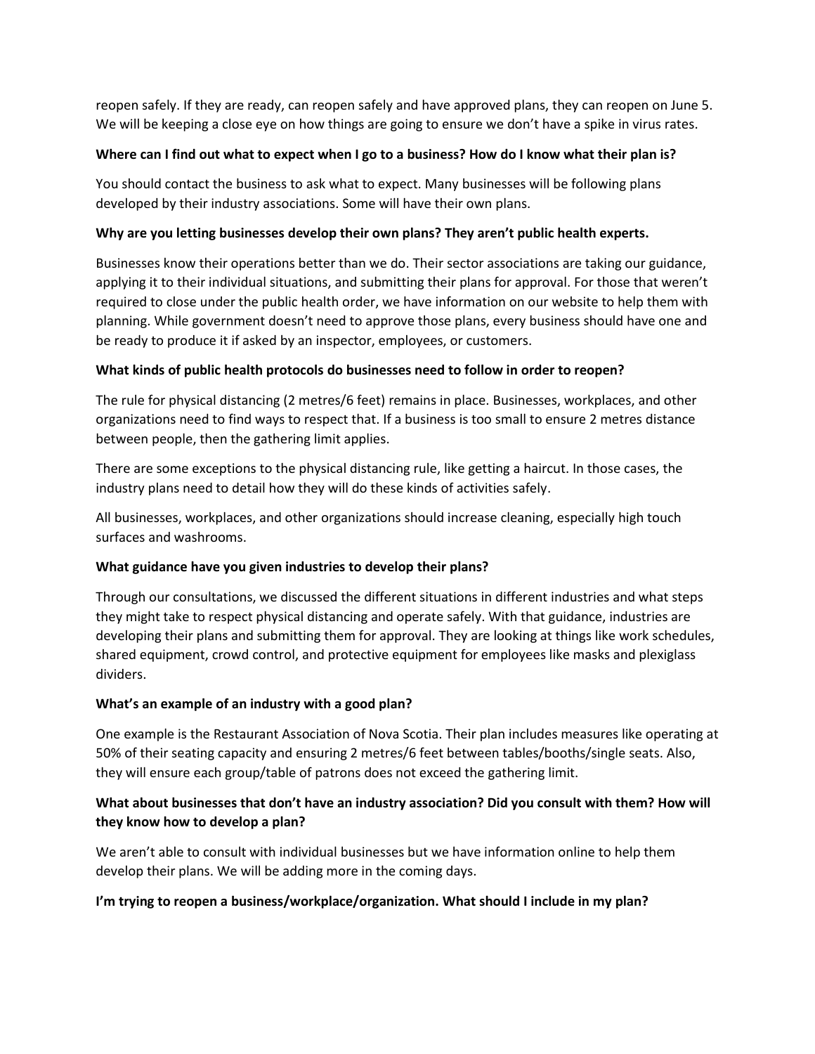reopen safely. If they are ready, can reopen safely and have approved plans, they can reopen on June 5. We will be keeping a close eye on how things are going to ensure we don't have a spike in virus rates.

**Where can I find out what to expect when I go to a business? How do I know what their plan is?**

You should contact the business to ask what to expect. Many businesses will be following plans developed by their industry associations. Some will have their own plans.

**Why are you letting businesses develop their own plans? They aren't public health experts.**

Businesses know their operations better than we do. Their sector associations are taking our guidance, applying it to their individual situations, and submitting their plans for approval. For those that weren't required to close under the public health order, we have information on our website to help them with planning. While government doesn't need to approve those plans, every business should have one and be ready to produce it if asked by an inspector, employees, or customers.

**What kinds of public health protocols do businesses need to follow in order to reopen?**

The rule for physical distancing (2 metres/6 feet) remains in place. Businesses, workplaces, and other organizations need to find ways to respect that. If a business is too small to ensure 2 metres distance between people, then the gathering limit applies.

There are some exceptions to the physical distancing rule, like getting a haircut. In those cases, the industry plans need to detail how they will do these kinds of activities safely.

All businesses, workplaces, and other organizations should increase cleaning, especially high touch surfaces and washrooms.

**What guidance have you given industries to develop their plans?**

Through our consultations, we discussed the different situations in different industries and what steps they might take to respect physical distancing and operate safely. With that guidance, industries are developing their plans and submitting them for approval. They are looking at things like work schedules, shared equipment, crowd control, and protective equipment for employees like masks and plexiglass dividers.

**What's an example of an industry with a good plan?**

One example is the Restaurant Association of Nova Scotia. Their plan includes measures like operating at 50% of their seating capacity and ensuring 2 metres/6 feet between tables/booths/single seats. Also, they will ensure each group/table of patrons does not exceed the gathering limit.

**What about businesses that don't have an industry association? Did you consult with them? How will they know how to develop a plan?**

We aren't able to consult with individual businesses but we have information online to help them develop their plans. We will be adding more in the coming days.

**I'm trying to reopen a business/workplace/organization. What should I include in my plan?**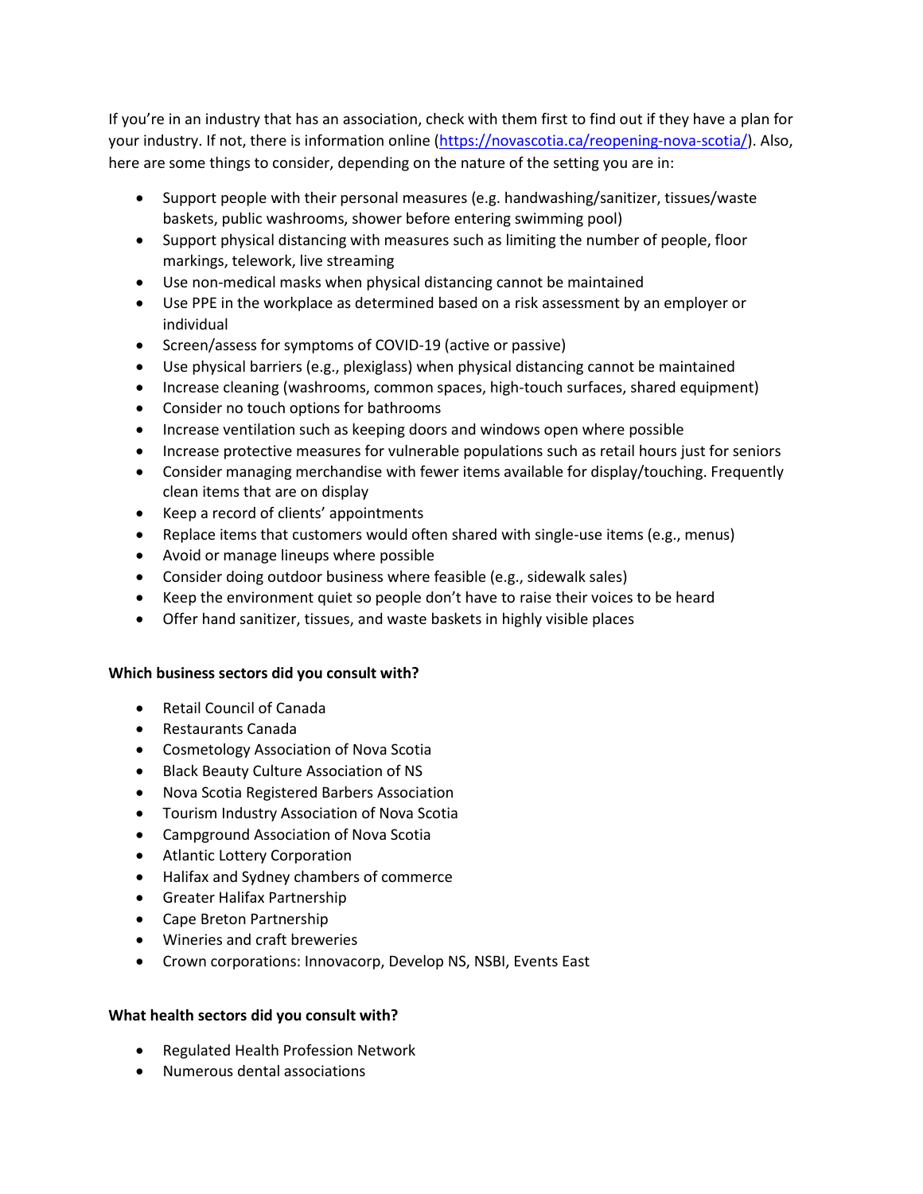If you're in an industry that has an association, check with them first to find out if they have a plan for your industry. If not, there is information online (https://novascotia.ca/reopening-nova-scotia/). Also, here are some things to consider, depending on the nature of the setting you are in:

- Support people with their personal measures (e.g. handwashing/sanitizer, tissues/waste baskets, public washrooms, shower before entering swimming pool)
- Support physical distancing with measures such as limiting the number of people, floor markings, telework, live streaming
- Use non-medical masks when physical distancing cannot be maintained
- Use PPE in the workplace as determined based on a risk assessment by an employer or individual
- Screen/assess for symptoms of COVID-19 (active or passive)
- Use physical barriers (e.g., plexiglass) when physical distancing cannot be maintained
- Increase cleaning (washrooms, common spaces, high-touch surfaces, shared equipment)
- Consider no touch options for bathrooms
- Increase ventilation such as keeping doors and windows open where possible
- Increase protective measures for vulnerable populations such as retail hours just for seniors
- Consider managing merchandise with fewer items available for display/touching. Frequently clean items that are on display
- Keep a record of clients' appointments
- Replace items that customers would often shared with single-use items (e.g., menus)
- Avoid or manage lineups where possible
- Consider doing outdoor business where feasible (e.g., sidewalk sales)
- Keep the environment quiet so people don't have to raise their voices to be heard
- Offer hand sanitizer, tissues, and waste baskets in highly visible places

**Which business sectors did you consult with?**

- Retail Council of Canada
- Restaurants Canada
- Cosmetology Association of Nova Scotia
- Black Beauty Culture Association of NS
- Nova Scotia Registered Barbers Association
- Tourism Industry Association of Nova Scotia
- Campground Association of Nova Scotia
- Atlantic Lottery Corporation
- Halifax and Sydney chambers of commerce
- Greater Halifax Partnership
- Cape Breton Partnership
- Wineries and craft breweries
- Crown corporations: Innovacorp, Develop NS, NSBI, Events East

**What health sectors did you consult with?**

- Regulated Health Profession Network
- Numerous dental associations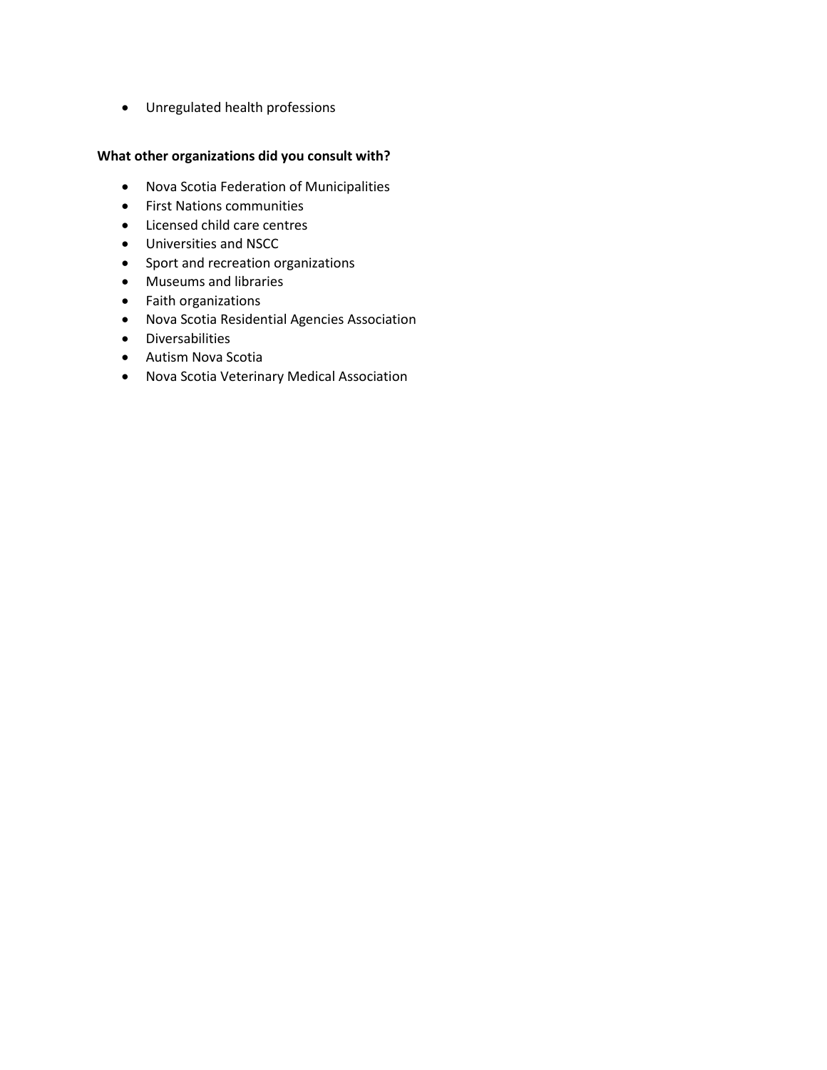- Unregulated health professions

**What other organizations did you consult with?**

- Nova Scotia Federation of Municipalities
- First Nations communities
- Licensed child care centres
- Universities and NSCC
- Sport and recreation organizations
- Museums and libraries
- Faith organizations
- Nova Scotia Residential Agencies Association
- Diversabilities
- Autism Nova Scotia
- Nova Scotia Veterinary Medical Association